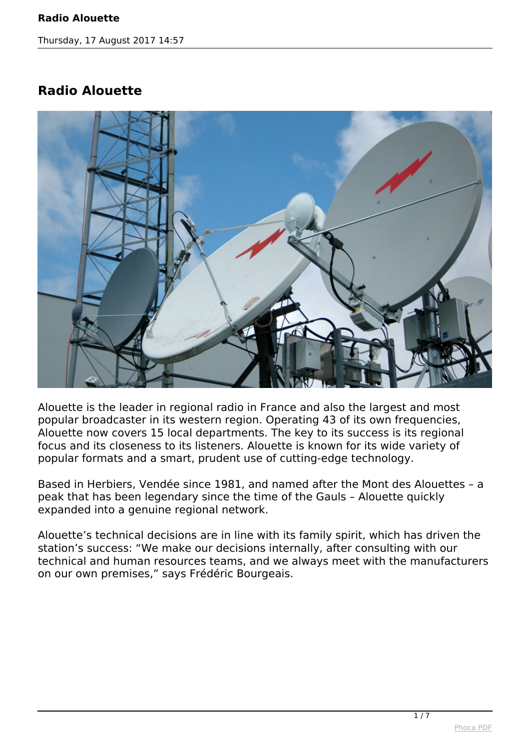# Radio Alouette

Alouette is the leader in regional radio in France and also the largest and most popular broadcaster in its western region. Operating 43 of its own frequencies, Alouette now covers 15 local departments. The key to its success is its regional focus and its closeness to its listeners. Alouette is known for its wide variety of popular formats and a smart, prudent use of cutting-edge technology.

Based in Herbiers, Vendée since 1981, and named after the Mont des Alouettes – a peak that has been legendary since the time of the Gauls – Alouette quickly expanded into a genuine regional network.

Alouette's technical decisions are in line with its family spirit, which has driven the station's success: "We make our decisions internally, after consulting with our technical and human resources teams, and we always meet with the manufacturers on our own premises," says Frédéric Bourgeais.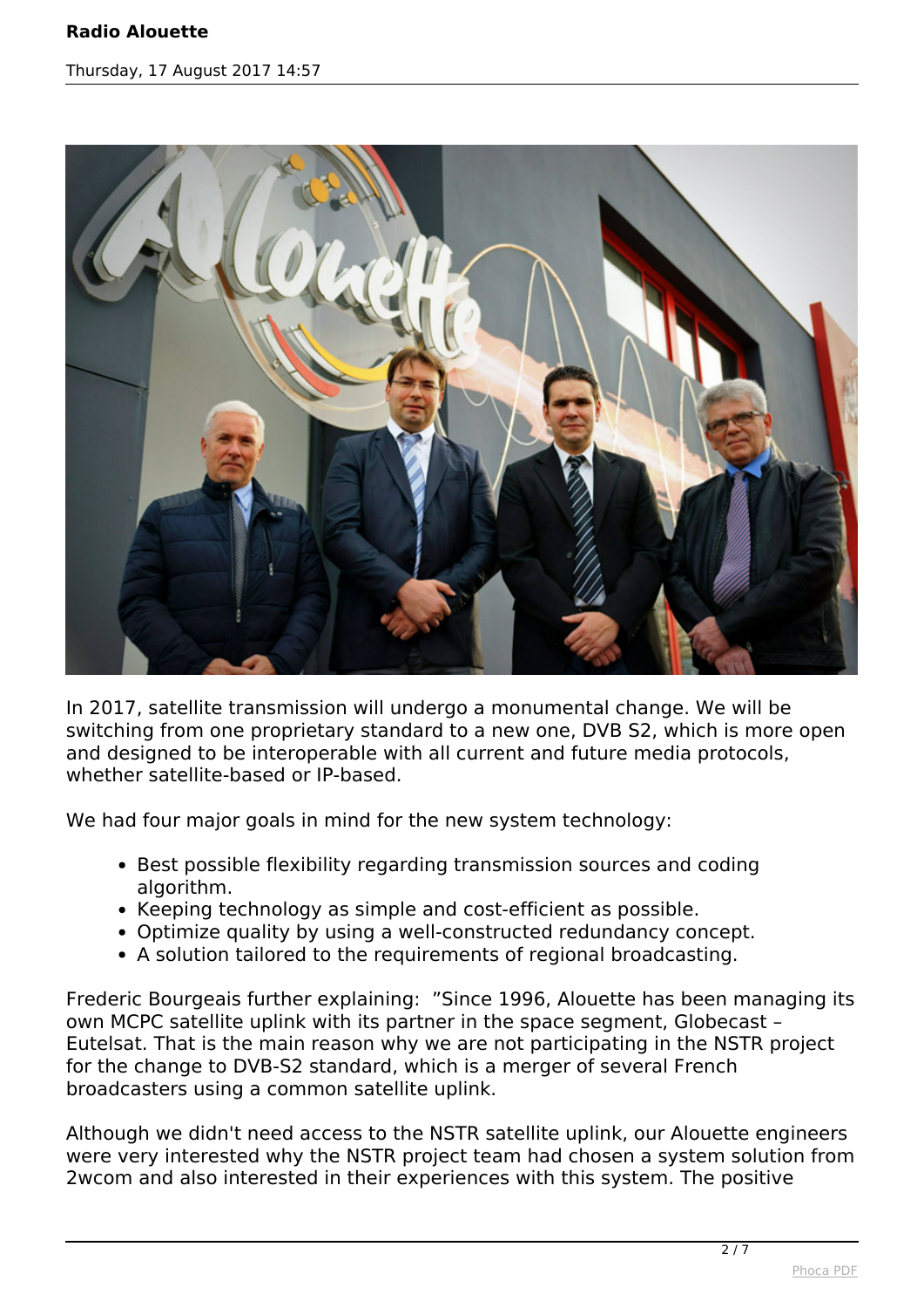In 2017, satellite transmission will undergo a monumental change. We will be switching from one proprietary standard to a new one, DVB S2, which is more open and designed to be interoperable with all current and future media protocols, whether satellite-based or IP-based.

We had four major goals in mind for the new system technology:

- Best possible flexibility regarding transmission sources and coding algorithm.
- Keeping technology as simple and cost-efficient as possible.
- Optimize quality by using a well-constructed redundancy concept.
- A solution tailored to the requirements of regional broadcasting.

Frederic Bourgeais further explaining: "Since 1996, Alouette has been managing its own MCPC satellite uplink with its partner in the space segment, Globecast – Eutelsat. That is the main reason why we are not participating in the NSTR project for the change to DVB-S2 standard, which is a merger of several French broadcasters using a common satellite uplink.

Although we didn't need access to the NSTR satellite uplink, our Alouette engineers were very interested why the NSTR project team had chosen a system solution from 2wcom and also interested in their experiences with this system. The positive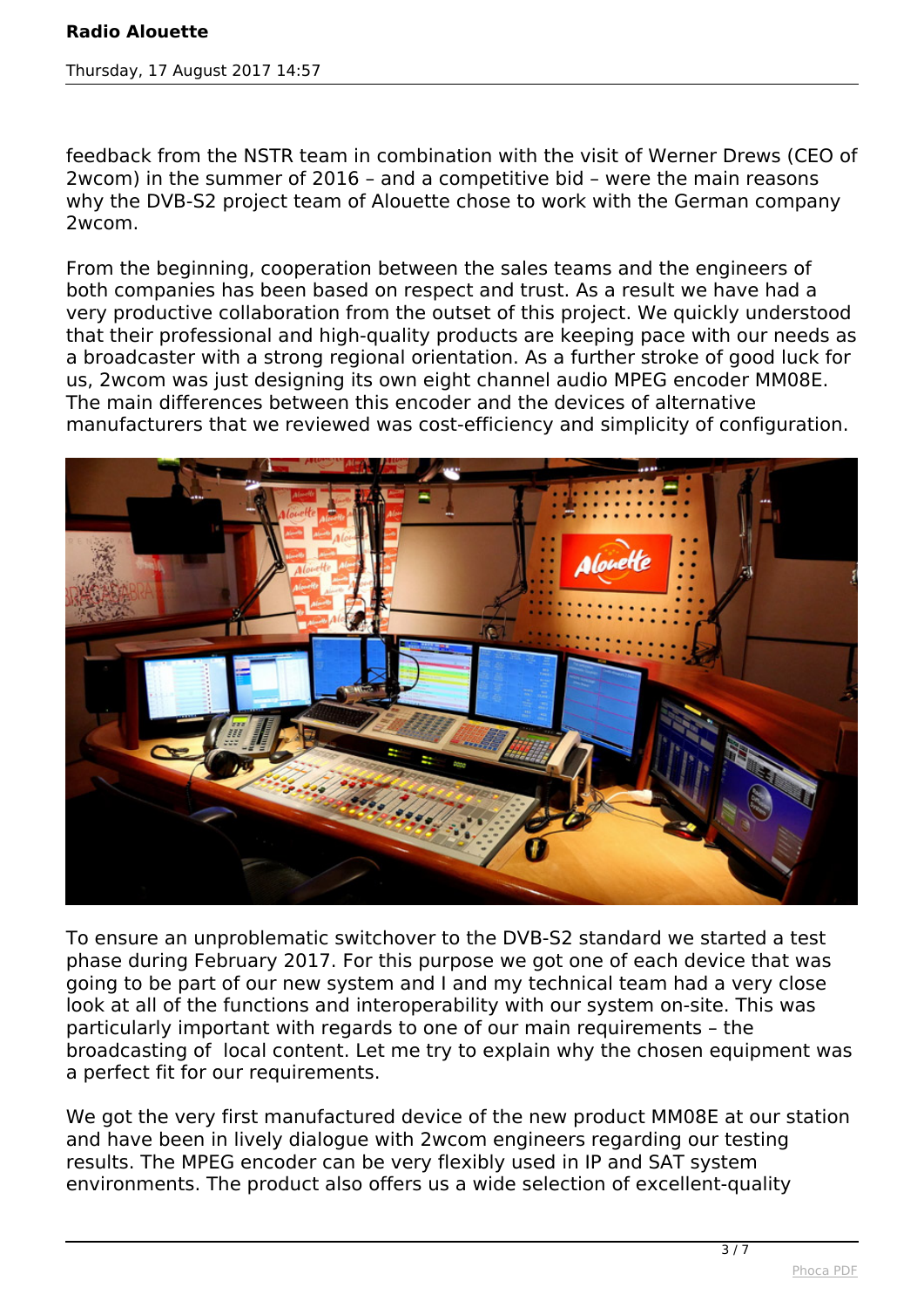feedback from the NSTR team in combination with the visit of Werner Drews (CEO of 2wcom) in the summer of 2016 – and a competitive bid – were the main reasons why the DVB-S2 project team of Alouette chose to work with the German company 2wcom.

From the beginning, cooperation between the sales teams and the engineers of both companies has been based on respect and trust. As a result we have had a very productive collaboration from the outset of this project. We quickly understood that their professional and high-quality products are keeping pace with our needs as a broadcaster with a strong regional orientation. As a further stroke of good luck for us, 2wcom was just designing its own eight channel audio MPEG encoder MM08E. The main differences between this encoder and the devices of alternative manufacturers that we reviewed was cost-efficiency and simplicity of configuration.

To ensure an unproblematic switchover to the DVB-S2 standard we started a test phase during February 2017. For this purpose we got one of each device that was going to be part of our new system and I and my technical team had a very close look at all of the functions and interoperability with our system on-site. This was particularly important with regards to one of our main requirements – the broadcasting of local content. Let me try to explain why the chosen equipment was a perfect fit for our requirements.

We got the very first manufactured device of the new product MM08E at our station and have been in lively dialogue with 2wcom engineers regarding our testing results. The MPEG encoder can be very flexibly used in IP and SAT system environments. The product also offers us a wide selection of excellent-quality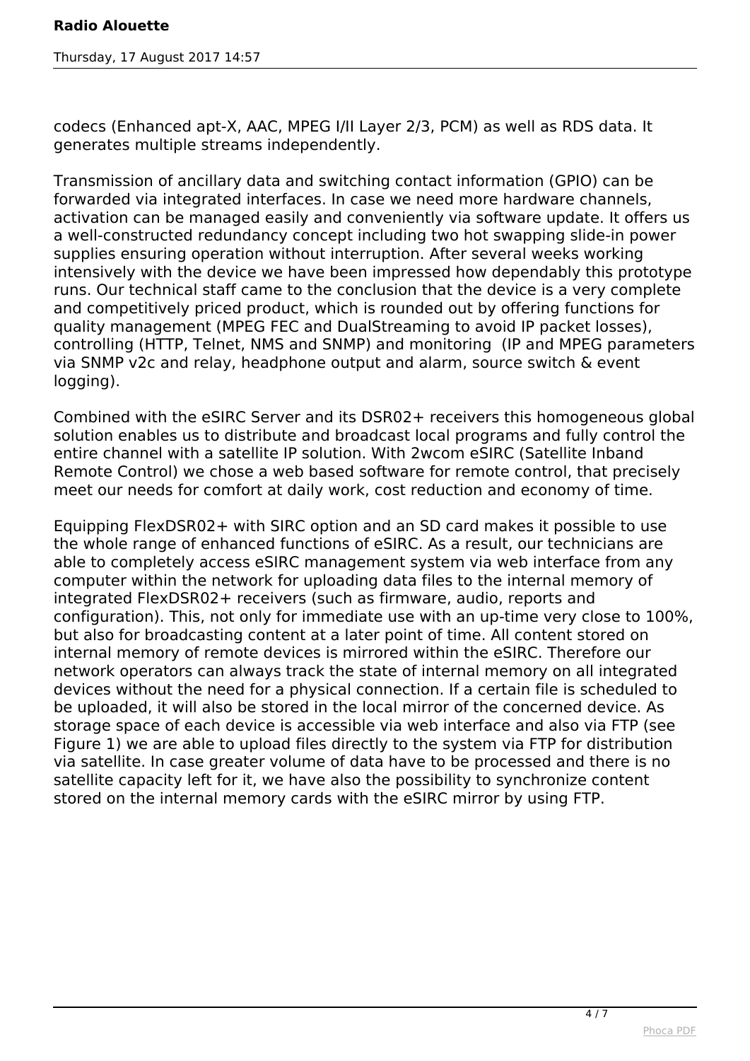codecs (Enhanced apt-X, AAC, MPEG I/II Layer 2/3, PCM) as well as RDS data. It generates multiple streams independently.

Transmission of ancillary data and switching contact information (GPIO) can be forwarded via integrated interfaces. In case we need more hardware channels, activation can be managed easily and conveniently via software update. It offers us a well-constructed redundancy concept including two hot swapping slide-in power supplies ensuring operation without interruption. After several weeks working intensively with the device we have been impressed how dependably this prototype runs. Our technical staff came to the conclusion that the device is a very complete and competitively priced product, which is rounded out by offering functions for quality management (MPEG FEC and DualStreaming to avoid IP packet losses), controlling (HTTP, Telnet, NMS and SNMP) and monitoring (IP and MPEG parameters via SNMP v2c and relay, headphone output and alarm, source switch & event logging).

Combined with the eSIRC Server and its DSR02+ receivers this homogeneous global solution enables us to distribute and broadcast local programs and fully control the entire channel with a satellite IP solution. With 2wcom eSIRC (Satellite Inband Remote Control) we chose a web based software for remote control, that precisely meet our needs for comfort at daily work, cost reduction and economy of time.

Equipping FlexDSR02+ with SIRC option and an SD card makes it possible to use the whole range of enhanced functions of eSIRC. As a result, our technicians are able to completely access eSIRC management system via web interface from any computer within the network for uploading data files to the internal memory of integrated FlexDSR02+ receivers (such as firmware, audio, reports and configuration). This, not only for immediate use with an up-time very close to 100%, but also for broadcasting content at a later point of time. All content stored on internal memory of remote devices is mirrored within the eSIRC. Therefore our network operators can always track the state of internal memory on all integrated devices without the need for a physical connection. If a certain file is scheduled to be uploaded, it will also be stored in the local mirror of the concerned device. As storage space of each device is accessible via web interface and also via FTP (see Figure 1) we are able to upload files directly to the system via FTP for distribution via satellite. In case greater volume of data have to be processed and there is no satellite capacity left for it, we have also the possibility to synchronize content stored on the internal memory cards with the eSIRC mirror by using FTP.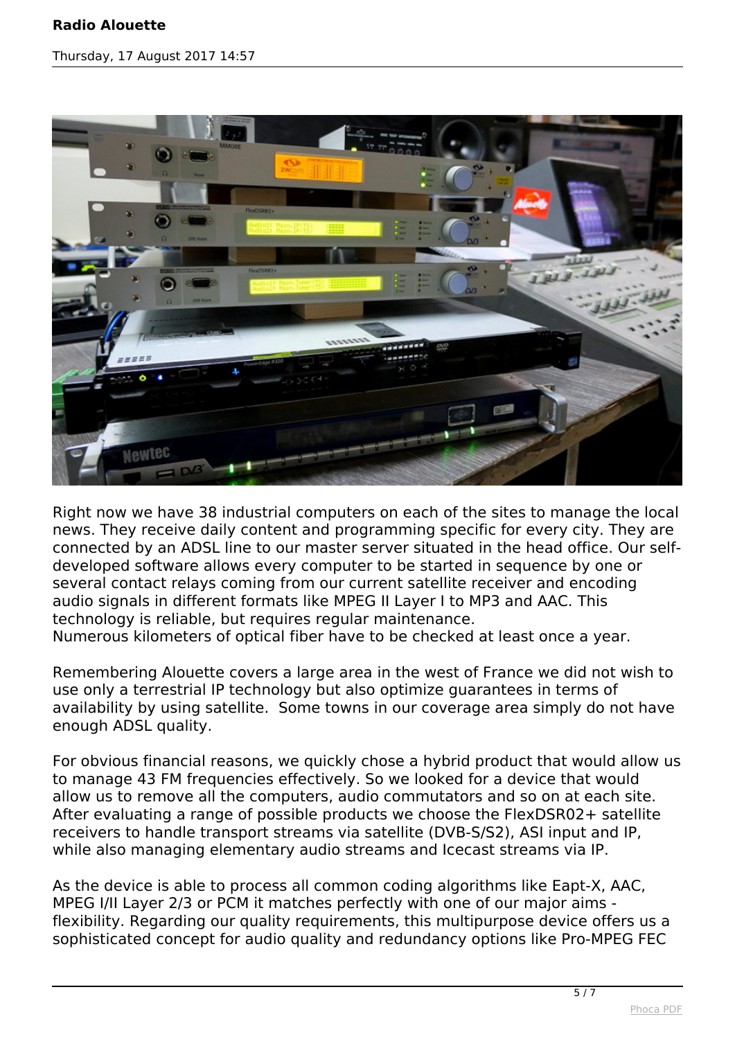Right now we have 38 industrial computers on each of the sites to manage the local news. They receive daily content and programming specific for every city. They are connected by an ADSL line to our master server situated in the head office. Our self-developed software allows every computer to be started in sequence by one or several contact relays coming from our current satellite receiver and encoding audio signals in different formats like MPEG II Layer I to MP3 and AAC. This technology is reliable, but requires regular maintenance.
Numerous kilometers of optical fiber have to be checked at least once a year.

Remembering Alouette covers a large area in the west of France we did not wish to use only a terrestrial IP technology but also optimize guarantees in terms of availability by using satellite.  Some towns in our coverage area simply do not have enough ADSL quality.

For obvious financial reasons, we quickly chose a hybrid product that would allow us to manage 43 FM frequencies effectively. So we looked for a device that would allow us to remove all the computers, audio commutators and so on at each site. After evaluating a range of possible products we choose the FlexDSR02+ satellite receivers to handle transport streams via satellite (DVB-S/S2), ASI input and IP, while also managing elementary audio streams and Icecast streams via IP.

As the device is able to process all common coding algorithms like Eapt-X, AAC, MPEG I/II Layer 2/3 or PCM it matches perfectly with one of our major aims - flexibility. Regarding our quality requirements, this multipurpose device offers us a sophisticated concept for audio quality and redundancy options like Pro-MPEG FEC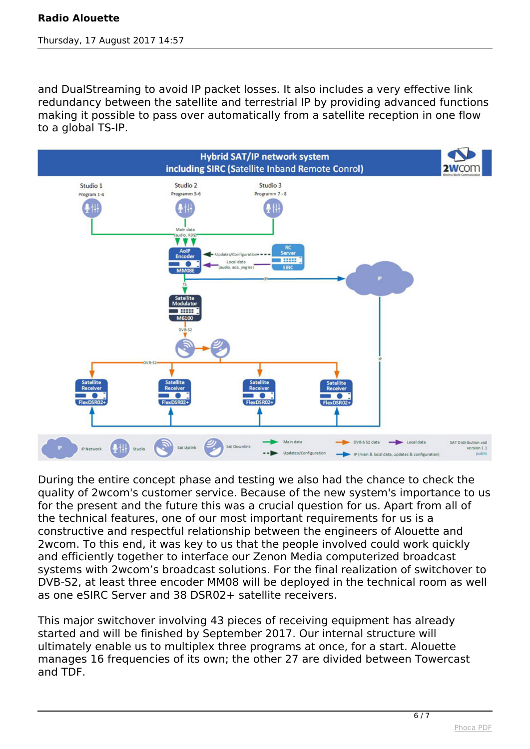and DualStreaming to avoid IP packet losses. It also includes a very effective link redundancy between the satellite and terrestrial IP by providing advanced functions making it possible to pass over automatically from a satellite reception in one flow to a global TS-IP.

During the entire concept phase and testing we also had the chance to check the quality of 2wcom's customer service. Because of the new system's importance to us for the present and the future this was a crucial question for us. Apart from all of the technical features, one of our most important requirements for us is a constructive and respectful relationship between the engineers of Alouette and 2wcom. To this end, it was key to us that the people involved could work quickly and efficiently together to interface our Zenon Media computerized broadcast systems with 2wcom's broadcast solutions. For the final realization of switchover to DVB-S2, at least three encoder MM08 will be deployed in the technical room as well as one eSIRC Server and 38 DSR02+ satellite receivers.

This major switchover involving 43 pieces of receiving equipment has already started and will be finished by September 2017. Our internal structure will ultimately enable us to multiplex three programs at once, for a start. Alouette manages 16 frequencies of its own; the other 27 are divided between Towercast and TDF.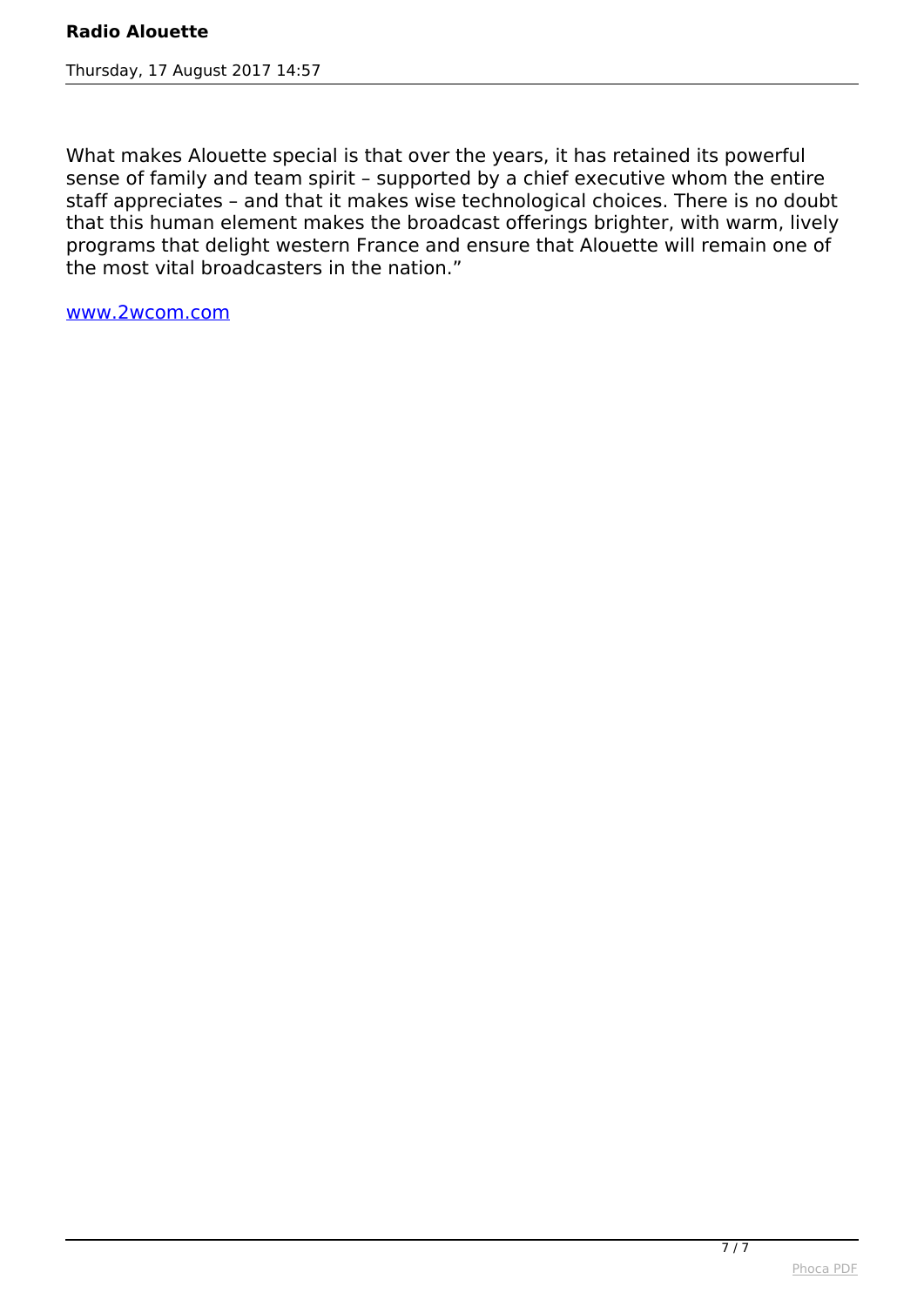What makes Alouette special is that over the years, it has retained its powerful sense of family and team spirit – supported by a chief executive whom the entire staff appreciates – and that it makes wise technological choices. There is no doubt that this human element makes the broadcast offerings brighter, with warm, lively programs that delight western France and ensure that Alouette will remain one of the most vital broadcasters in the nation."

[www.2wcom.com](http://www.2wcom.com)